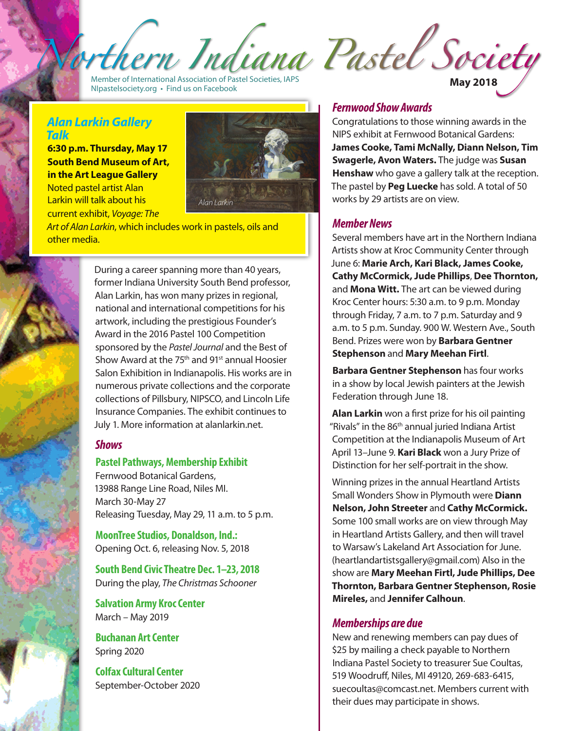# Northern Indiana Pastel Society

Member of International Association of Pastel Societies, IAPS
NIpastelsociety.org • Find us on Facebook

**May 2018**

## Alan Larkin Gallery Talk

**6:30 p.m. Thursday, May 17**
**South Bend Museum of Art, in the Art League Gallery**

Noted pastel artist Alan Larkin will talk about his current exhibit, *Voyage: The Art of Alan Larkin*, which includes work in pastels, oils and other media.

*Alan Larkin*

During a career spanning more than 40 years, former Indiana University South Bend professor, Alan Larkin, has won many prizes in regional, national and international competitions for his artwork, including the prestigious Founder's Award in the 2016 Pastel 100 Competition sponsored by the *Pastel Journal* and the Best of Show Award at the 75th and 91st annual Hoosier Salon Exhibition in Indianapolis. His works are in numerous private collections and the corporate collections of Pillsbury, NIPSCO, and Lincoln Life Insurance Companies. The exhibit continues to July 1. More information at alanlarkin.net.

## Shows

### Pastel Pathways, Membership Exhibit

Fernwood Botanical Gardens,
13988 Range Line Road, Niles MI.
March 30-May 27
Releasing Tuesday, May 29, 11 a.m. to 5 p.m.

### MoonTree Studios, Donaldson, Ind.:

Opening Oct. 6, releasing Nov. 5, 2018

### South Bend Civic Theatre Dec. 1–23, 2018

During the play, *The Christmas Schooner*

### Salvation Army Kroc Center

March – May 2019

### Buchanan Art Center

Spring 2020

### Colfax Cultural Center

September-October 2020

## Fernwood Show Awards

Congratulations to those winning awards in the NIPS exhibit at Fernwood Botanical Gardens: **James Cooke, Tami McNally, Diann Nelson, Tim Swagerle, Avon Waters.** The judge was **Susan Henshaw** who gave a gallery talk at the reception. The pastel by **Peg Luecke** has sold. A total of 50 works by 29 artists are on view.

## Member News

Several members have art in the Northern Indiana Artists show at Kroc Community Center through June 6: **Marie Arch, Kari Black, James Cooke, Cathy McCormick, Jude Phillips, Dee Thornton,** and **Mona Witt.** The art can be viewed during Kroc Center hours: 5:30 a.m. to 9 p.m. Monday through Friday, 7 a.m. to 7 p.m. Saturday and 9 a.m. to 5 p.m. Sunday. 900 W. Western Ave., South Bend. Prizes were won by **Barbara Gentner Stephenson** and **Mary Meehan Firtl**.

**Barbara Gentner Stephenson** has four works in a show by local Jewish painters at the Jewish Federation through June 18.

**Alan Larkin** won a first prize for his oil painting "Rivals" in the 86th annual juried Indiana Artist Competition at the Indianapolis Museum of Art April 13–June 9. **Kari Black** won a Jury Prize of Distinction for her self-portrait in the show.

Winning prizes in the annual Heartland Artists Small Wonders Show in Plymouth were **Diann Nelson, John Streeter** and **Cathy McCormick.** Some 100 small works are on view through May in Heartland Artists Gallery, and then will travel to Warsaw's Lakeland Art Association for June. (heartlandartistsgallery@gmail.com) Also in the show are **Mary Meehan Firtl, Jude Phillips, Dee Thornton, Barbara Gentner Stephenson, Rosie Mireles,** and **Jennifer Calhoun**.

## Memberships are due

New and renewing members can pay dues of $25 by mailing a check payable to Northern Indiana Pastel Society to treasurer Sue Coultas, 519 Woodruff, Niles, MI 49120, 269-683-6415, suecoultas@comcast.net. Members current with their dues may participate in shows.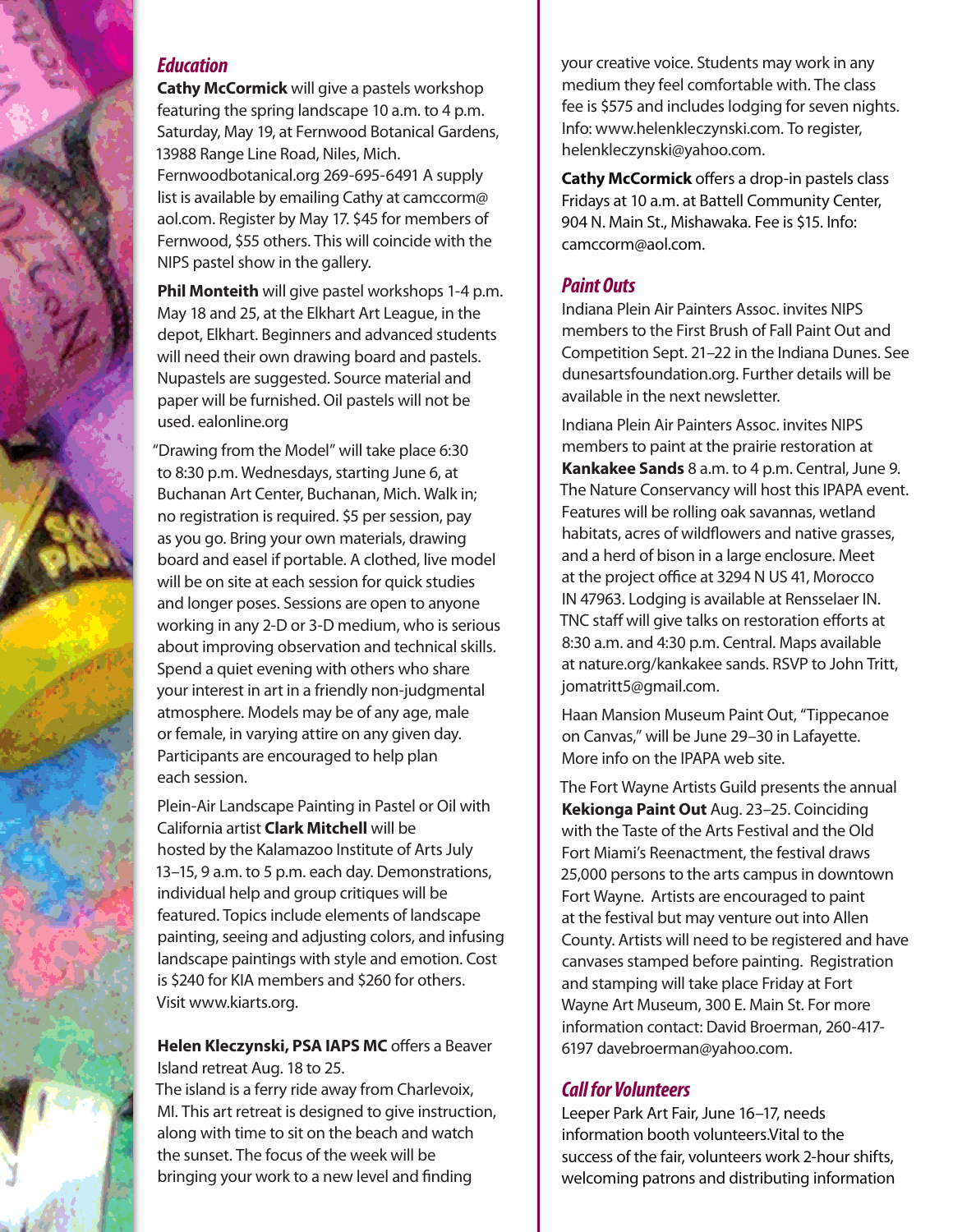## *Education*

**Cathy McCormick** will give a pastels workshop featuring the spring landscape 10 a.m. to 4 p.m. Saturday, May 19, at Fernwood Botanical Gardens, 13988 Range Line Road, Niles, Mich. Fernwoodbotanical.org 269-695-6491 A supply list is available by emailing Cathy at camccorm@aol.com. Register by May 17. $45 for members of Fernwood, $55 others. This will coincide with the NIPS pastel show in the gallery.

**Phil Monteith** will give pastel workshops 1-4 p.m. May 18 and 25, at the Elkhart Art League, in the depot, Elkhart. Beginners and advanced students will need their own drawing board and pastels. Nupastels are suggested. Source material and paper will be furnished. Oil pastels will not be used. ealonline.org

"Drawing from the Model" will take place 6:30 to 8:30 p.m. Wednesdays, starting June 6, at Buchanan Art Center, Buchanan, Mich. Walk in; no registration is required. $5 per session, pay as you go. Bring your own materials, drawing board and easel if portable. A clothed, live model will be on site at each session for quick studies and longer poses. Sessions are open to anyone working in any 2-D or 3-D medium, who is serious about improving observation and technical skills. Spend a quiet evening with others who share your interest in art in a friendly non-judgmental atmosphere. Models may be of any age, male or female, in varying attire on any given day. Participants are encouraged to help plan each session.

Plein-Air Landscape Painting in Pastel or Oil with California artist **Clark Mitchell** will be hosted by the Kalamazoo Institute of Arts July 13–15, 9 a.m. to 5 p.m. each day. Demonstrations, individual help and group critiques will be featured. Topics include elements of landscape painting, seeing and adjusting colors, and infusing landscape paintings with style and emotion. Cost is $240 for KIA members and $260 for others. Visit www.kiarts.org.

**Helen Kleczynski, PSA IAPS MC** offers a Beaver Island retreat Aug. 18 to 25. The island is a ferry ride away from Charlevoix, MI. This art retreat is designed to give instruction, along with time to sit on the beach and watch the sunset. The focus of the week will be bringing your work to a new level and finding your creative voice. Students may work in any medium they feel comfortable with. The class fee is $575 and includes lodging for seven nights. Info: www.helenkleczynski.com. To register, helenkleczynski@yahoo.com.

**Cathy McCormick** offers a drop-in pastels class Fridays at 10 a.m. at Battell Community Center, 904 N. Main St., Mishawaka. Fee is $15. Info: camccorm@aol.com.

## *Paint Outs*

Indiana Plein Air Painters Assoc. invites NIPS members to the First Brush of Fall Paint Out and Competition Sept. 21–22 in the Indiana Dunes. See dunesartsfoundation.org. Further details will be available in the next newsletter.

Indiana Plein Air Painters Assoc. invites NIPS members to paint at the prairie restoration at **Kankakee Sands** 8 a.m. to 4 p.m. Central, June 9. The Nature Conservancy will host this IPAPA event. Features will be rolling oak savannas, wetland habitats, acres of wildflowers and native grasses, and a herd of bison in a large enclosure. Meet at the project office at 3294 N US 41, Morocco IN 47963. Lodging is available at Rensselaer IN. TNC staff will give talks on restoration efforts at 8:30 a.m. and 4:30 p.m. Central. Maps available at nature.org/kankakee sands. RSVP to John Tritt, jomatritt5@gmail.com.

Haan Mansion Museum Paint Out, "Tippecanoe on Canvas," will be June 29–30 in Lafayette. More info on the IPAPA web site.

The Fort Wayne Artists Guild presents the annual **Kekionga Paint Out** Aug. 23–25. Coinciding with the Taste of the Arts Festival and the Old Fort Miami's Reenactment, the festival draws 25,000 persons to the arts campus in downtown Fort Wayne. Artists are encouraged to paint at the festival but may venture out into Allen County. Artists will need to be registered and have canvases stamped before painting. Registration and stamping will take place Friday at Fort Wayne Art Museum, 300 E. Main St. For more information contact: David Broerman, 260-417-6197 davebroerman@yahoo.com.

## *Call for Volunteers*

Leeper Park Art Fair, June 16–17, needs information booth volunteers.Vital to the success of the fair, volunteers work 2-hour shifts, welcoming patrons and distributing information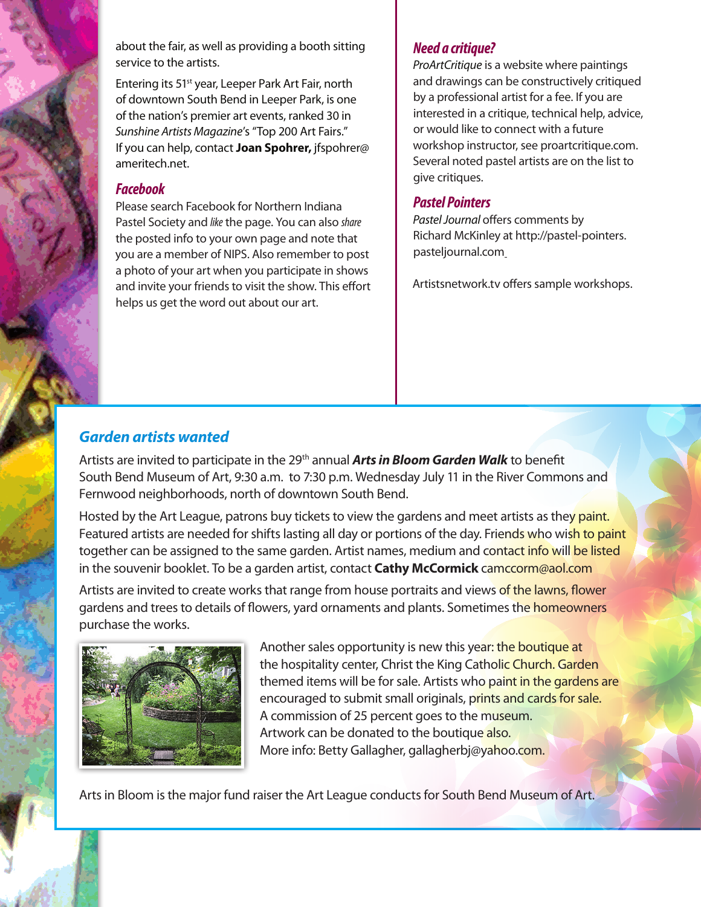about the fair, as well as providing a booth sitting service to the artists.

Entering its 51st year, Leeper Park Art Fair, north of downtown South Bend in Leeper Park, is one of the nation's premier art events, ranked 30 in *Sunshine Artists Magazine*'s "Top 200 Art Fairs." If you can help, contact **Joan Spohrer,** jfspohrer@ameritech.net.

### *Facebook*

Please search Facebook for Northern Indiana Pastel Society and *like* the page. You can also *share* the posted info to your own page and note that you are a member of NIPS. Also remember to post a photo of your art when you participate in shows and invite your friends to visit the show. This effort helps us get the word out about our art.

### *Need a critique?*

*ProArtCritique* is a website where paintings and drawings can be constructively critiqued by a professional artist for a fee. If you are interested in a critique, technical help, advice, or would like to connect with a future workshop instructor, see proartcritique.com. Several noted pastel artists are on the list to give critiques.

### *Pastel Pointers*

*Pastel Journal* offers comments by Richard McKinley at http://pastel-pointers.pasteljournal.com

Artistsnetwork.tv offers sample workshops.

## *Garden artists wanted*

Artists are invited to participate in the 29th annual ***Arts in Bloom Garden Walk*** to benefit South Bend Museum of Art, 9:30 a.m. to 7:30 p.m. Wednesday July 11 in the River Commons and Fernwood neighborhoods, north of downtown South Bend.

Hosted by the Art League, patrons buy tickets to view the gardens and meet artists as they paint. Featured artists are needed for shifts lasting all day or portions of the day. Friends who wish to paint together can be assigned to the same garden. Artist names, medium and contact info will be listed in the souvenir booklet. To be a garden artist, contact **Cathy McCormick** camccorm@aol.com

Artists are invited to create works that range from house portraits and views of the lawns, flower gardens and trees to details of flowers, yard ornaments and plants. Sometimes the homeowners purchase the works.

Another sales opportunity is new this year: the boutique at the hospitality center, Christ the King Catholic Church. Garden themed items will be for sale. Artists who paint in the gardens are encouraged to submit small originals, prints and cards for sale. A commission of 25 percent goes to the museum. Artwork can be donated to the boutique also. More info: Betty Gallagher, gallagherbj@yahoo.com.

Arts in Bloom is the major fund raiser the Art League conducts for South Bend Museum of Art.